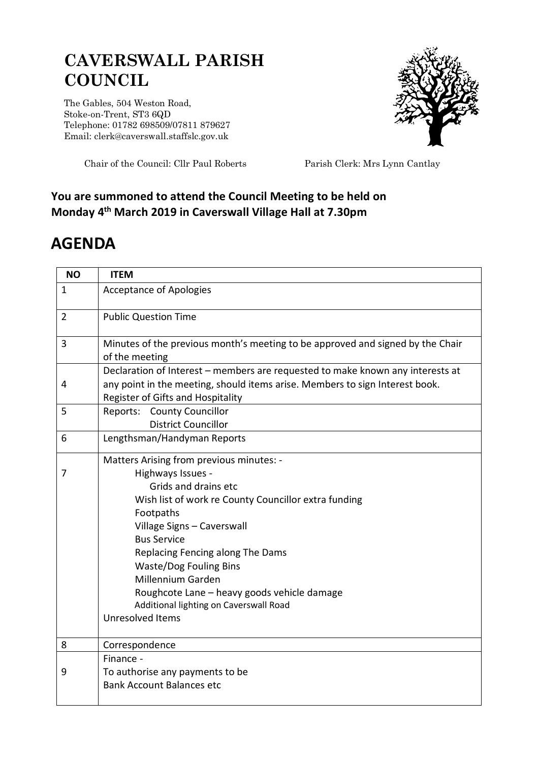# CAVERSWALL PARISH COUNCIL

The Gables, 504 Weston Road,
Stoke-on-Trent, ST3 6QD
Telephone: 01782 698509/07811 879627
Email: clerk@caverswall.staffslc.gov.uk

Chair of the Council: Cllr Paul Roberts    Parish Clerk: Mrs Lynn Cantlay

**You are summoned to attend the Council Meeting to be held on Monday 4th March 2019 in Caverswall Village Hall at 7.30pm**

# AGENDA

| NO | ITEM |
|---|---|
| 1 | Acceptance of Apologies |
| 2 | Public Question Time |
| 3 | Minutes of the previous month's meeting to be approved and signed by the Chair of the meeting |
| 4 | Declaration of Interest – members are requested to make known any interests at any point in the meeting, should items arise. Members to sign Interest book.<br>Register of Gifts and Hospitality |
| 5 | Reports: County Councillor<br>District Councillor |
| 6 | Lengthsman/Handyman Reports |
| 7 | Matters Arising from previous minutes: -<br>Highways Issues -<br>Grids and drains etc<br>Wish list of work re County Councillor extra funding<br>Footpaths<br>Village Signs – Caverswall<br>Bus Service<br>Replacing Fencing along The Dams<br>Waste/Dog Fouling Bins<br>Millennium Garden<br>Roughcote Lane – heavy goods vehicle damage<br>Additional lighting on Caverswall Road<br>Unresolved Items |
| 8 | Correspondence |
| 9 | Finance -<br>To authorise any payments to be<br>Bank Account Balances etc |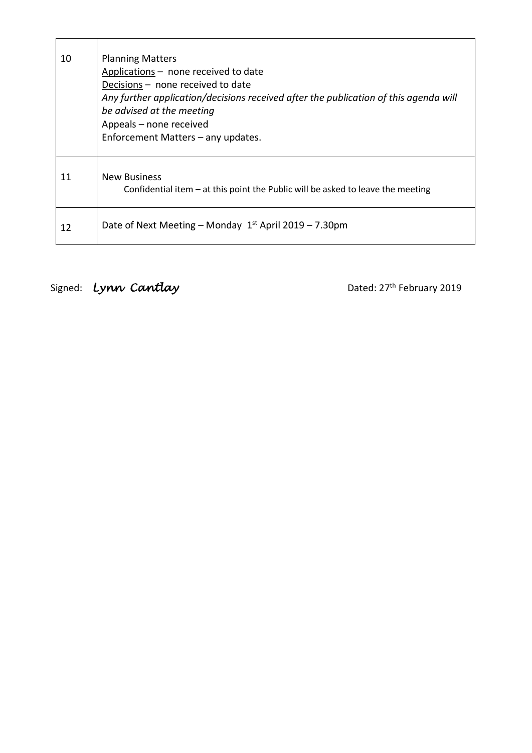| | |
|---|---|
| 10 | Planning Matters<br>Applications – none received to date<br>Decisions – none received to date<br>*Any further application/decisions received after the publication of this agenda will be advised at the meeting*<br>Appeals – none received<br>Enforcement Matters – any updates. |
| 11 | New Business<br>Confidential item – at this point the Public will be asked to leave the meeting |
| 12 | Date of Next Meeting – Monday 1st April 2019 – 7.30pm |

Signed: *Lynn Cantlay* Dated: 27th February 2019